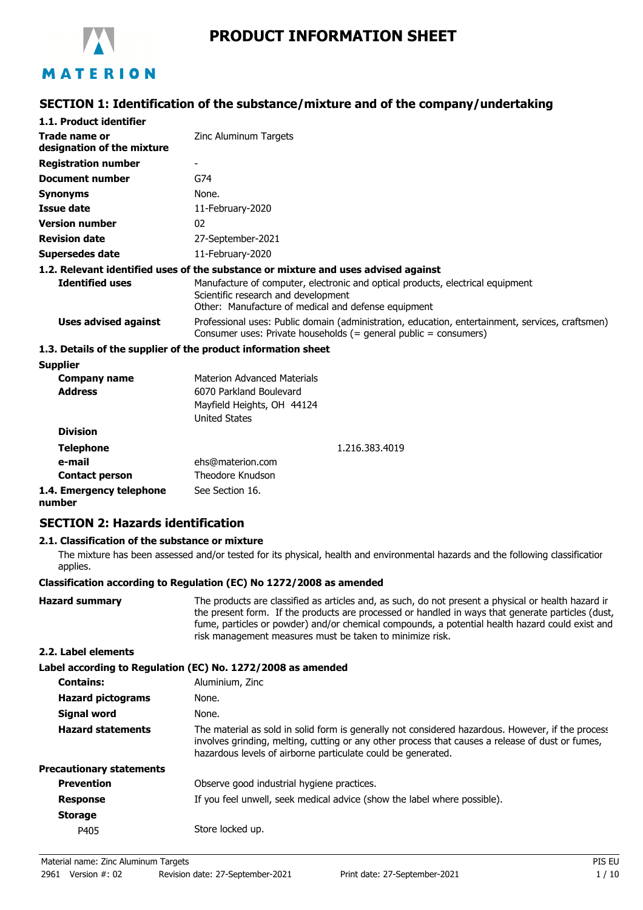# PRODUCT INFORMATION SHEET

## SECTION 1: Identification of the substance/mixture and of the company/undertaking

### 1.1. Product identifier

| | |
|---|---|
| **Trade name or designation of the mixture** | Zinc Aluminum Targets |
| **Registration number** | - |
| **Document number** | G74 |
| **Synonyms** | None. |
| **Issue date** | 11-February-2020 |
| **Version number** | 02 |
| **Revision date** | 27-September-2021 |
| **Supersedes date** | 11-February-2020 |

### 1.2. Relevant identified uses of the substance or mixture and uses advised against

| | |
|---|---|
| **Identified uses** | Manufacture of computer, electronic and optical products, electrical equipment<br>Scientific research and development<br>Other: Manufacture of medical and defense equipment |
| **Uses advised against** | Professional uses: Public domain (administration, education, entertainment, services, craftsmen)<br>Consumer uses: Private households (= general public = consumers) |

### 1.3. Details of the supplier of the product information sheet

**Supplier**

| | |
|---|---|
| **Company name** | Materion Advanced Materials |
| **Address** | 6070 Parkland Boulevard<br>Mayfield Heights, OH 44124<br>United States |
| **Division** | |
| **Telephone** | 1.216.383.4019 |
| **e-mail** | ehs@materion.com |
| **Contact person** | Theodore Knudson |

**1.4. Emergency telephone number** See Section 16.

## SECTION 2: Hazards identification

### 2.1. Classification of the substance or mixture

The mixture has been assessed and/or tested for its physical, health and environmental hazards and the following classification applies.

**Classification according to Regulation (EC) No 1272/2008 as amended**

**Hazard summary** The products are classified as articles and, as such, do not present a physical or health hazard in the present form. If the products are processed or handled in ways that generate particles (dust, fume, particles or powder) and/or chemical compounds, a potential health hazard could exist and risk management measures must be taken to minimize risk.

### 2.2. Label elements

**Label according to Regulation (EC) No. 1272/2008 as amended**

| | |
|---|---|
| **Contains:** | Aluminium, Zinc |
| **Hazard pictograms** | None. |
| **Signal word** | None. |
| **Hazard statements** | The material as sold in solid form is generally not considered hazardous. However, if the process involves grinding, melting, cutting or any other process that causes a release of dust or fumes, hazardous levels of airborne particulate could be generated. |

**Precautionary statements**

| | |
|---|---|
| **Prevention** | Observe good industrial hygiene practices. |
| **Response** | If you feel unwell, seek medical advice (show the label where possible). |
| **Storage** | |
| P405 | Store locked up. |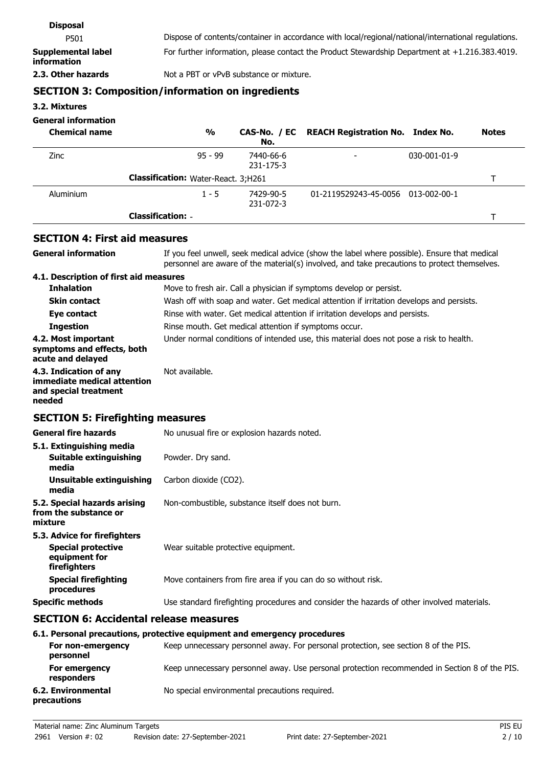**Disposal**

| | |
|---|---|
| P501 | Dispose of contents/container in accordance with local/regional/national/international regulations. |
| **Supplemental label information** | For further information, please contact the Product Stewardship Department at +1.216.383.4019. |
| **2.3. Other hazards** | Not a PBT or vPvB substance or mixture. |

## SECTION 3: Composition/information on ingredients

### 3.2. Mixtures

**General information**

| Chemical name | % | CAS-No. / EC No. | REACH Registration No. | Index No. | Notes |
|---|---|---|---|---|---|
| Zinc | 95 - 99 | 7440-66-6<br>231-175-3 | - | 030-001-01-9 | |
| **Classification:** Water-React. 3;H261 | | | | | T |
| Aluminium | 1 - 5 | 7429-90-5<br>231-072-3 | 01-2119529243-45-0056 | 013-002-00-1 | |
| **Classification:** - | | | | | T |

## SECTION 4: First aid measures

**General information** If you feel unwell, seek medical advice (show the label where possible). Ensure that medical personnel are aware of the material(s) involved, and take precautions to protect themselves.

### 4.1. Description of first aid measures

| | |
|---|---|
| **Inhalation** | Move to fresh air. Call a physician if symptoms develop or persist. |
| **Skin contact** | Wash off with soap and water. Get medical attention if irritation develops and persists. |
| **Eye contact** | Rinse with water. Get medical attention if irritation develops and persists. |
| **Ingestion** | Rinse mouth. Get medical attention if symptoms occur. |
| **4.2. Most important symptoms and effects, both acute and delayed** | Under normal conditions of intended use, this material does not pose a risk to health. |
| **4.3. Indication of any immediate medical attention and special treatment needed** | Not available. |

## SECTION 5: Firefighting measures

| | |
|---|---|
| **General fire hazards** | No unusual fire or explosion hazards noted. |
| **5.1. Extinguishing media** | |
| **Suitable extinguishing media** | Powder. Dry sand. |
| **Unsuitable extinguishing media** | Carbon dioxide ($CO_2$). |
| **5.2. Special hazards arising from the substance or mixture** | Non-combustible, substance itself does not burn. |
| **5.3. Advice for firefighters** | |
| **Special protective equipment for firefighters** | Wear suitable protective equipment. |
| **Special firefighting procedures** | Move containers from fire area if you can do so without risk. |
| **Specific methods** | Use standard firefighting procedures and consider the hazards of other involved materials. |

## SECTION 6: Accidental release measures

### 6.1. Personal precautions, protective equipment and emergency procedures

| | |
|---|---|
| **For non-emergency personnel** | Keep unnecessary personnel away. For personal protection, see section 8 of the PIS. |
| **For emergency responders** | Keep unnecessary personnel away. Use personal protection recommended in Section 8 of the PIS. |
| **6.2. Environmental precautions** | No special environmental precautions required. |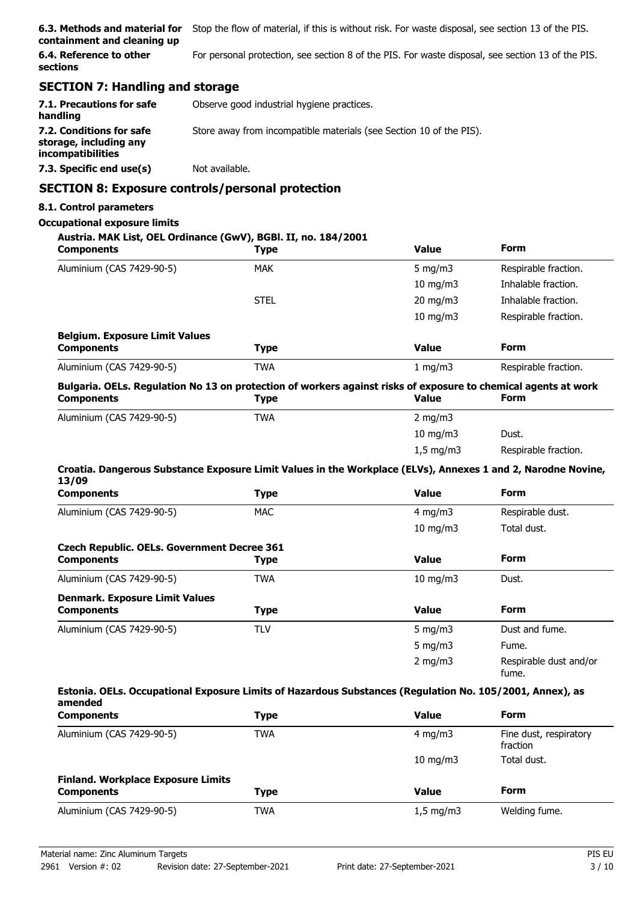**6.3. Methods and material for containment and cleaning up** Stop the flow of material, if this is without risk. For waste disposal, see section 13 of the PIS.

**6.4. Reference to other sections** For personal protection, see section 8 of the PIS. For waste disposal, see section 13 of the PIS.

## SECTION 7: Handling and storage

**7.1. Precautions for safe handling** Observe good industrial hygiene practices.

**7.2. Conditions for safe storage, including any incompatibilities** Store away from incompatible materials (see Section 10 of the PIS).

**7.3. Specific end use(s)** Not available.

## SECTION 8: Exposure controls/personal protection

### 8.1. Control parameters

**Occupational exposure limits**

**Austria. MAK List, OEL Ordinance (GwV), BGBl. II, no. 184/2001**

| Components | Type | Value | Form |
|---|---|---|---|
| Aluminium (CAS 7429-90-5) | MAK | 5 mg/m3 | Respirable fraction. |
| | | 10 mg/m3 | Inhalable fraction. |
| | STEL | 20 mg/m3 | Inhalable fraction. |
| | | 10 mg/m3 | Respirable fraction. |

**Belgium. Exposure Limit Values**

| Components | Type | Value | Form |
|---|---|---|---|
| Aluminium (CAS 7429-90-5) | TWA | 1 mg/m3 | Respirable fraction. |

**Bulgaria. OELs. Regulation No 13 on protection of workers against risks of exposure to chemical agents at work**

| Components | Type | Value | Form |
|---|---|---|---|
| Aluminium (CAS 7429-90-5) | TWA | 2 mg/m3 | |
| | | 10 mg/m3 | Dust. |
| | | 1,5 mg/m3 | Respirable fraction. |

**Croatia. Dangerous Substance Exposure Limit Values in the Workplace (ELVs), Annexes 1 and 2, Narodne Novine, 13/09**

| Components | Type | Value | Form |
|---|---|---|---|
| Aluminium (CAS 7429-90-5) | MAC | 4 mg/m3 | Respirable dust. |
| | | 10 mg/m3 | Total dust. |

**Czech Republic. OELs. Government Decree 361**

| Components | Type | Value | Form |
|---|---|---|---|
| Aluminium (CAS 7429-90-5) | TWA | 10 mg/m3 | Dust. |

**Denmark. Exposure Limit Values**

| Components | Type | Value | Form |
|---|---|---|---|
| Aluminium (CAS 7429-90-5) | TLV | 5 mg/m3 | Dust and fume. |
| | | 5 mg/m3 | Fume. |
| | | 2 mg/m3 | Respirable dust and/or fume. |

**Estonia. OELs. Occupational Exposure Limits of Hazardous Substances (Regulation No. 105/2001, Annex), as amended**

| Components | Type | Value | Form |
|---|---|---|---|
| Aluminium (CAS 7429-90-5) | TWA | 4 mg/m3 | Fine dust, respiratory fraction |
| | | 10 mg/m3 | Total dust. |

**Finland. Workplace Exposure Limits**

| Components | Type | Value | Form |
|---|---|---|---|
| Aluminium (CAS 7429-90-5) | TWA | 1,5 mg/m3 | Welding fume. |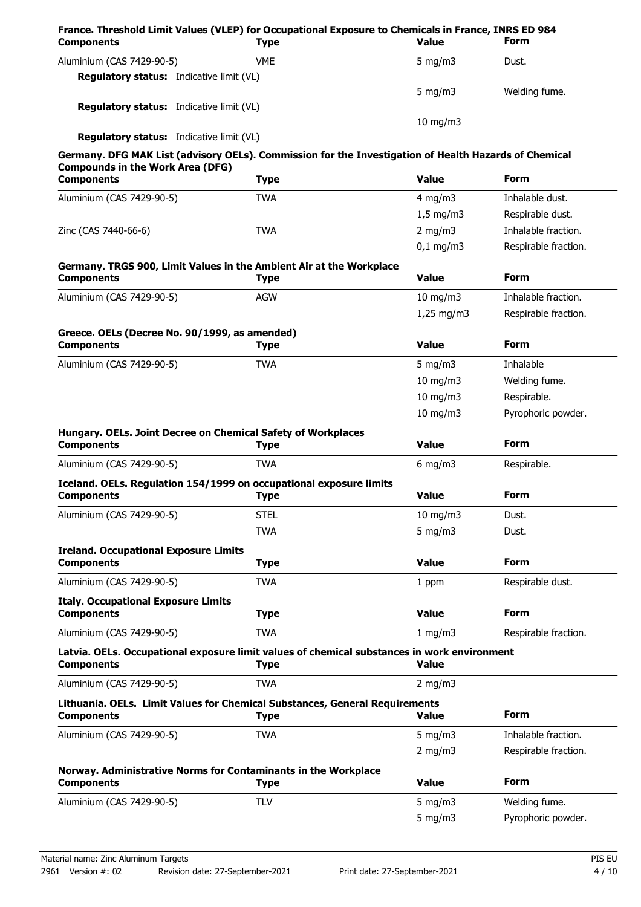**France. Threshold Limit Values (VLEP) for Occupational Exposure to Chemicals in France, INRS ED 984**

| Components | Type | Value | Form |
|---|---|---|---|
| Aluminium (CAS 7429-90-5) | VME | 5 mg/m3 | Dust. |
| **Regulatory status:** Indicative limit (VL) | | | |
| | | 5 mg/m3 | Welding fume. |
| **Regulatory status:** Indicative limit (VL) | | | |
| | | 10 mg/m3 | |
| **Regulatory status:** Indicative limit (VL) | | | |

**Germany. DFG MAK List (advisory OELs). Commission for the Investigation of Health Hazards of Chemical Compounds in the Work Area (DFG)**

| Components | Type | Value | Form |
|---|---|---|---|
| Aluminium (CAS 7429-90-5) | TWA | 4 mg/m3 | Inhalable dust. |
| | | 1,5 mg/m3 | Respirable dust. |
| Zinc (CAS 7440-66-6) | TWA | 2 mg/m3 | Inhalable fraction. |
| | | 0,1 mg/m3 | Respirable fraction. |

**Germany. TRGS 900, Limit Values in the Ambient Air at the Workplace**

| Components | Type | Value | Form |
|---|---|---|---|
| Aluminium (CAS 7429-90-5) | AGW | 10 mg/m3 | Inhalable fraction. |
| | | 1,25 mg/m3 | Respirable fraction. |

**Greece. OELs (Decree No. 90/1999, as amended)**

| Components | Type | Value | Form |
|---|---|---|---|
| Aluminium (CAS 7429-90-5) | TWA | 5 mg/m3 | Inhalable |
| | | 10 mg/m3 | Welding fume. |
| | | 10 mg/m3 | Respirable. |
| | | 10 mg/m3 | Pyrophoric powder. |

**Hungary. OELs. Joint Decree on Chemical Safety of Workplaces**

| Components | Type | Value | Form |
|---|---|---|---|
| Aluminium (CAS 7429-90-5) | TWA | 6 mg/m3 | Respirable. |

**Iceland. OELs. Regulation 154/1999 on occupational exposure limits**

| Components | Type | Value | Form |
|---|---|---|---|
| Aluminium (CAS 7429-90-5) | STEL | 10 mg/m3 | Dust. |
| | TWA | 5 mg/m3 | Dust. |

**Ireland. Occupational Exposure Limits**

| Components | Type | Value | Form |
|---|---|---|---|
| Aluminium (CAS 7429-90-5) | TWA | 1 ppm | Respirable dust. |

**Italy. Occupational Exposure Limits**

| Components | Type | Value | Form |
|---|---|---|---|
| Aluminium (CAS 7429-90-5) | TWA | 1 mg/m3 | Respirable fraction. |

**Latvia. OELs. Occupational exposure limit values of chemical substances in work environment**

| Components | Type | Value |
|---|---|---|
| Aluminium (CAS 7429-90-5) | TWA | 2 mg/m3 |

**Lithuania. OELs. Limit Values for Chemical Substances, General Requirements**

| Components | Type | Value | Form |
|---|---|---|---|
| Aluminium (CAS 7429-90-5) | TWA | 5 mg/m3 | Inhalable fraction. |
| | | 2 mg/m3 | Respirable fraction. |

**Norway. Administrative Norms for Contaminants in the Workplace**

| Components | Type | Value | Form |
|---|---|---|---|
| Aluminium (CAS 7429-90-5) | TLV | 5 mg/m3 | Welding fume. |
| | | 5 mg/m3 | Pyrophoric powder. |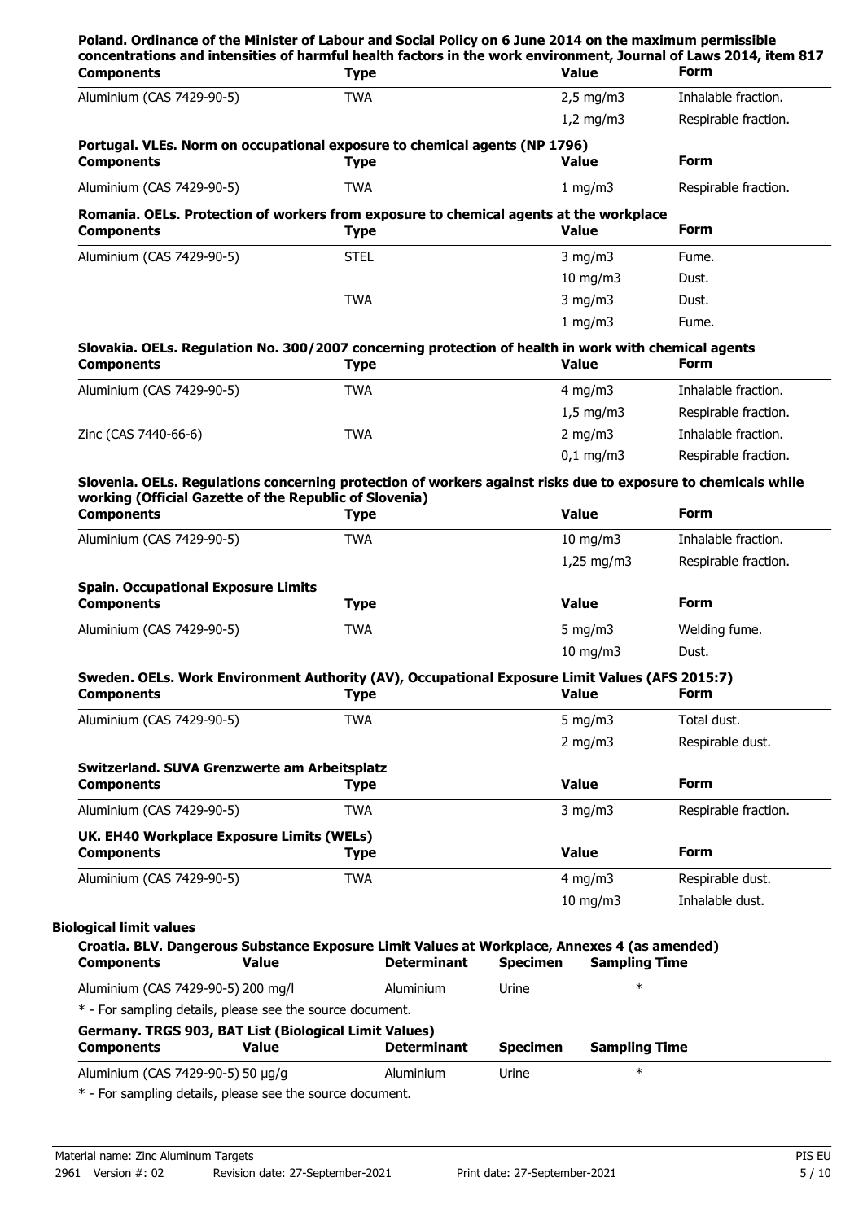**Poland. Ordinance of the Minister of Labour and Social Policy on 6 June 2014 on the maximum permissible concentrations and intensities of harmful health factors in the work environment, Journal of Laws 2014, item 817**

| Components | Type | Value | Form |
|---|---|---|---|
| Aluminium (CAS 7429-90-5) | TWA | 2,5 mg/m3 | Inhalable fraction. |
| | | 1,2 mg/m3 | Respirable fraction. |

**Portugal. VLEs. Norm on occupational exposure to chemical agents (NP 1796)**

| Components | Type | Value | Form |
|---|---|---|---|
| Aluminium (CAS 7429-90-5) | TWA | 1 mg/m3 | Respirable fraction. |

**Romania. OELs. Protection of workers from exposure to chemical agents at the workplace**

| Components | Type | Value | Form |
|---|---|---|---|
| Aluminium (CAS 7429-90-5) | STEL | 3 mg/m3 | Fume. |
| | | 10 mg/m3 | Dust. |
| | TWA | 3 mg/m3 | Dust. |
| | | 1 mg/m3 | Fume. |

**Slovakia. OELs. Regulation No. 300/2007 concerning protection of health in work with chemical agents**

| Components | Type | Value | Form |
|---|---|---|---|
| Aluminium (CAS 7429-90-5) | TWA | 4 mg/m3 | Inhalable fraction. |
| | | 1,5 mg/m3 | Respirable fraction. |
| Zinc (CAS 7440-66-6) | TWA | 2 mg/m3 | Inhalable fraction. |
| | | 0,1 mg/m3 | Respirable fraction. |

**Slovenia. OELs. Regulations concerning protection of workers against risks due to exposure to chemicals while working (Official Gazette of the Republic of Slovenia)**

| Components | Type | Value | Form |
|---|---|---|---|
| Aluminium (CAS 7429-90-5) | TWA | 10 mg/m3 | Inhalable fraction. |
| | | 1,25 mg/m3 | Respirable fraction. |

**Spain. Occupational Exposure Limits**

| Components | Type | Value | Form |
|---|---|---|---|
| Aluminium (CAS 7429-90-5) | TWA | 5 mg/m3 | Welding fume. |
| | | 10 mg/m3 | Dust. |

**Sweden. OELs. Work Environment Authority (AV), Occupational Exposure Limit Values (AFS 2015:7)**

| Components | Type | Value | Form |
|---|---|---|---|
| Aluminium (CAS 7429-90-5) | TWA | 5 mg/m3 | Total dust. |
| | | 2 mg/m3 | Respirable dust. |

**Switzerland. SUVA Grenzwerte am Arbeitsplatz**

| Components | Type | Value | Form |
|---|---|---|---|
| Aluminium (CAS 7429-90-5) | TWA | 3 mg/m3 | Respirable fraction. |

**UK. EH40 Workplace Exposure Limits (WELs)**

| Components | Type | Value | Form |
|---|---|---|---|
| Aluminium (CAS 7429-90-5) | TWA | 4 mg/m3 | Respirable dust. |
| | | 10 mg/m3 | Inhalable dust. |

**Biological limit values**

**Croatia. BLV. Dangerous Substance Exposure Limit Values at Workplace, Annexes 4 (as amended)**

| Components | Value | Determinant | Specimen | Sampling Time |
|---|---|---|---|---|
| Aluminium (CAS 7429-90-5) | 200 mg/l | Aluminium | Urine | * |

\* - For sampling details, please see the source document.

**Germany. TRGS 903, BAT List (Biological Limit Values)**

| Components | Value | Determinant | Specimen | Sampling Time |
|---|---|---|---|---|
| Aluminium (CAS 7429-90-5) | 50 µg/g | Aluminium | Urine | * |

\* - For sampling details, please see the source document.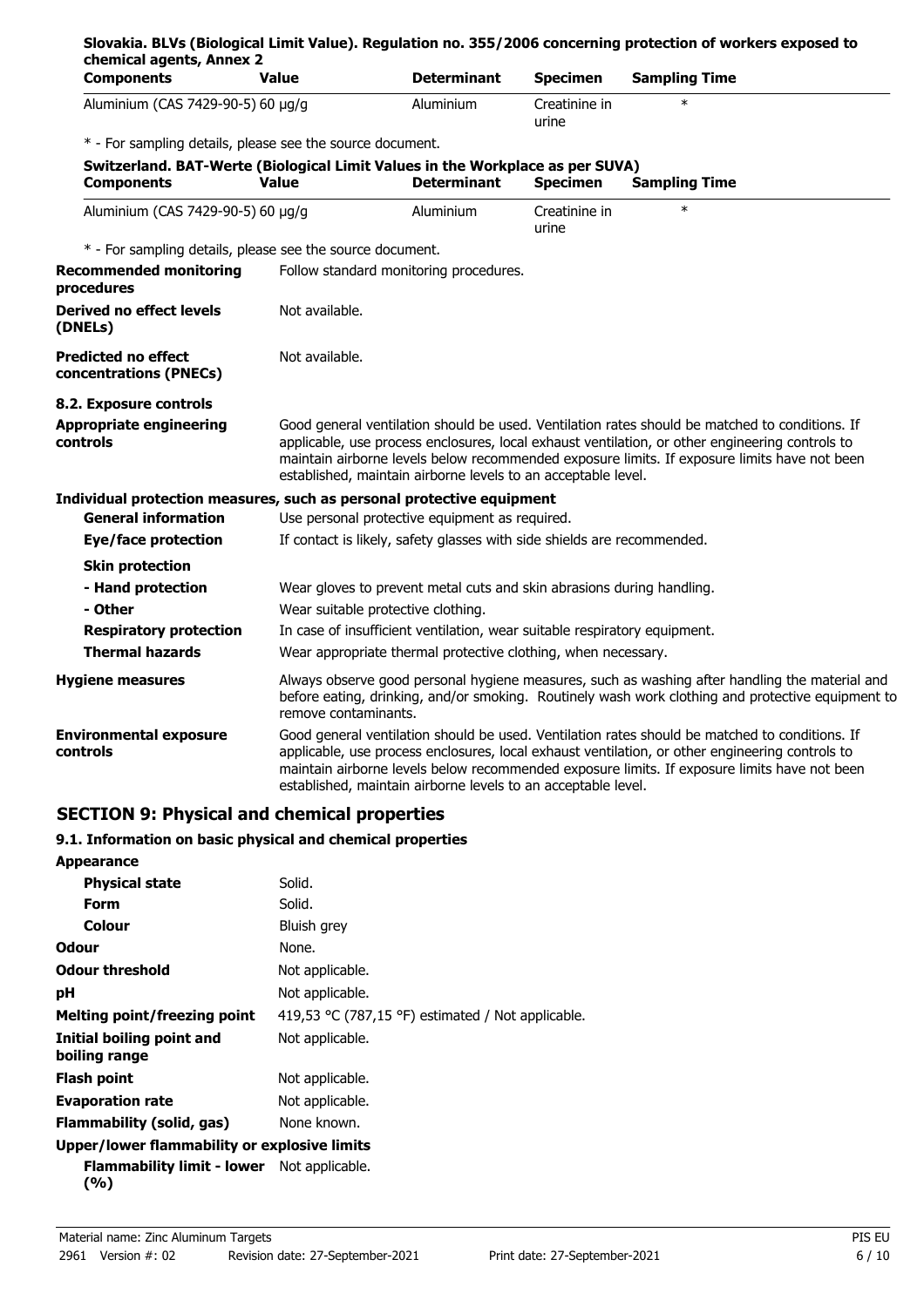**Slovakia. BLVs (Biological Limit Value). Regulation no. 355/2006 concerning protection of workers exposed to chemical agents, Annex 2**

| Components | Value | Determinant | Specimen | Sampling Time |
|---|---|---|---|---|
| Aluminium (CAS 7429-90-5) | 60 µg/g | Aluminium | Creatinine in urine | * |

\* - For sampling details, please see the source document.

**Switzerland. BAT-Werte (Biological Limit Values in the Workplace as per SUVA)**

| Components | Value | Determinant | Specimen | Sampling Time |
|---|---|---|---|---|
| Aluminium (CAS 7429-90-5) | 60 µg/g | Aluminium | Creatinine in urine | * |

\* - For sampling details, please see the source document.

**Recommended monitoring procedures** Follow standard monitoring procedures.

**Derived no effect levels (DNELs)** Not available.

**Predicted no effect concentrations (PNECs)** Not available.

**8.2. Exposure controls**

**Appropriate engineering controls** Good general ventilation should be used. Ventilation rates should be matched to conditions. If applicable, use process enclosures, local exhaust ventilation, or other engineering controls to maintain airborne levels below recommended exposure limits. If exposure limits have not been established, maintain airborne levels to an acceptable level.

**Individual protection measures, such as personal protective equipment**

**General information** Use personal protective equipment as required.

**Eye/face protection** If contact is likely, safety glasses with side shields are recommended.

**Skin protection**

**- Hand protection** Wear gloves to prevent metal cuts and skin abrasions during handling.

**- Other** Wear suitable protective clothing.

**Respiratory protection** In case of insufficient ventilation, wear suitable respiratory equipment.

**Thermal hazards** Wear appropriate thermal protective clothing, when necessary.

**Hygiene measures** Always observe good personal hygiene measures, such as washing after handling the material and before eating, drinking, and/or smoking. Routinely wash work clothing and protective equipment to remove contaminants.

**Environmental exposure controls** Good general ventilation should be used. Ventilation rates should be matched to conditions. If applicable, use process enclosures, local exhaust ventilation, or other engineering controls to maintain airborne levels below recommended exposure limits. If exposure limits have not been established, maintain airborne levels to an acceptable level.

## SECTION 9: Physical and chemical properties

### 9.1. Information on basic physical and chemical properties

**Appearance**

**Physical state** Solid.

**Form** Solid.

**Colour** Bluish grey

**Odour** None.

**Odour threshold** Not applicable.

**pH** Not applicable.

**Melting point/freezing point** 419,53 °C (787,15 °F) estimated / Not applicable.

**Initial boiling point and boiling range** Not applicable.

**Flash point** Not applicable.

**Evaporation rate** Not applicable.

**Flammability (solid, gas)** None known.

**Upper/lower flammability or explosive limits**

**Flammability limit - lower (%)** Not applicable.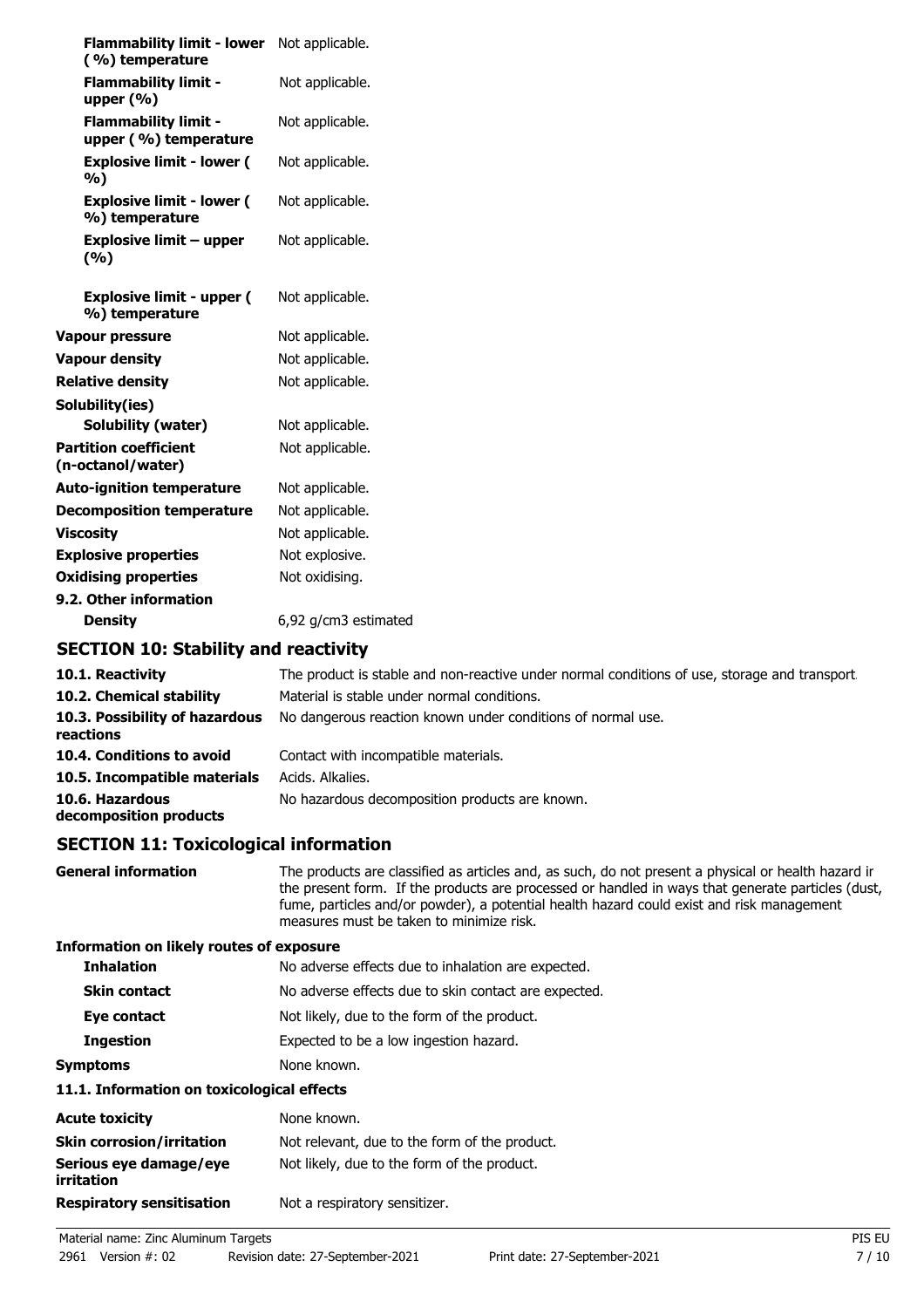| | |
|---|---|
| **Flammability limit - lower (%) temperature** | Not applicable. |
| **Flammability limit - upper (%)** | Not applicable. |
| **Flammability limit - upper (%) temperature** | Not applicable. |
| **Explosive limit - lower (%)** | Not applicable. |
| **Explosive limit - lower (%) temperature** | Not applicable. |
| **Explosive limit – upper (%)** | Not applicable. |
| **Explosive limit - upper (%) temperature** | Not applicable. |
| **Vapour pressure** | Not applicable. |
| **Vapour density** | Not applicable. |
| **Relative density** | Not applicable. |
| **Solubility(ies)** | |
| **Solubility (water)** | Not applicable. |
| **Partition coefficient (n-octanol/water)** | Not applicable. |
| **Auto-ignition temperature** | Not applicable. |
| **Decomposition temperature** | Not applicable. |
| **Viscosity** | Not applicable. |
| **Explosive properties** | Not explosive. |
| **Oxidising properties** | Not oxidising. |
| **9.2. Other information** | |
| **Density** | 6,92 g/cm3 estimated |

## SECTION 10: Stability and reactivity

| | |
|---|---|
| **10.1. Reactivity** | The product is stable and non-reactive under normal conditions of use, storage and transport. |
| **10.2. Chemical stability** | Material is stable under normal conditions. |
| **10.3. Possibility of hazardous reactions** | No dangerous reaction known under conditions of normal use. |
| **10.4. Conditions to avoid** | Contact with incompatible materials. |
| **10.5. Incompatible materials** | Acids. Alkalies. |
| **10.6. Hazardous decomposition products** | No hazardous decomposition products are known. |

## SECTION 11: Toxicological information

**General information**

The products are classified as articles and, as such, do not present a physical or health hazard in the present form. If the products are processed or handled in ways that generate particles (dust, fume, particles and/or powder), a potential health hazard could exist and risk management measures must be taken to minimize risk.

**Information on likely routes of exposure**

| | |
|---|---|
| **Inhalation** | No adverse effects due to inhalation are expected. |
| **Skin contact** | No adverse effects due to skin contact are expected. |
| **Eye contact** | Not likely, due to the form of the product. |
| **Ingestion** | Expected to be a low ingestion hazard. |
| **Symptoms** | None known. |

**11.1. Information on toxicological effects**

| | |
|---|---|
| **Acute toxicity** | None known. |
| **Skin corrosion/irritation** | Not relevant, due to the form of the product. |
| **Serious eye damage/eye irritation** | Not likely, due to the form of the product. |
| **Respiratory sensitisation** | Not a respiratory sensitizer. |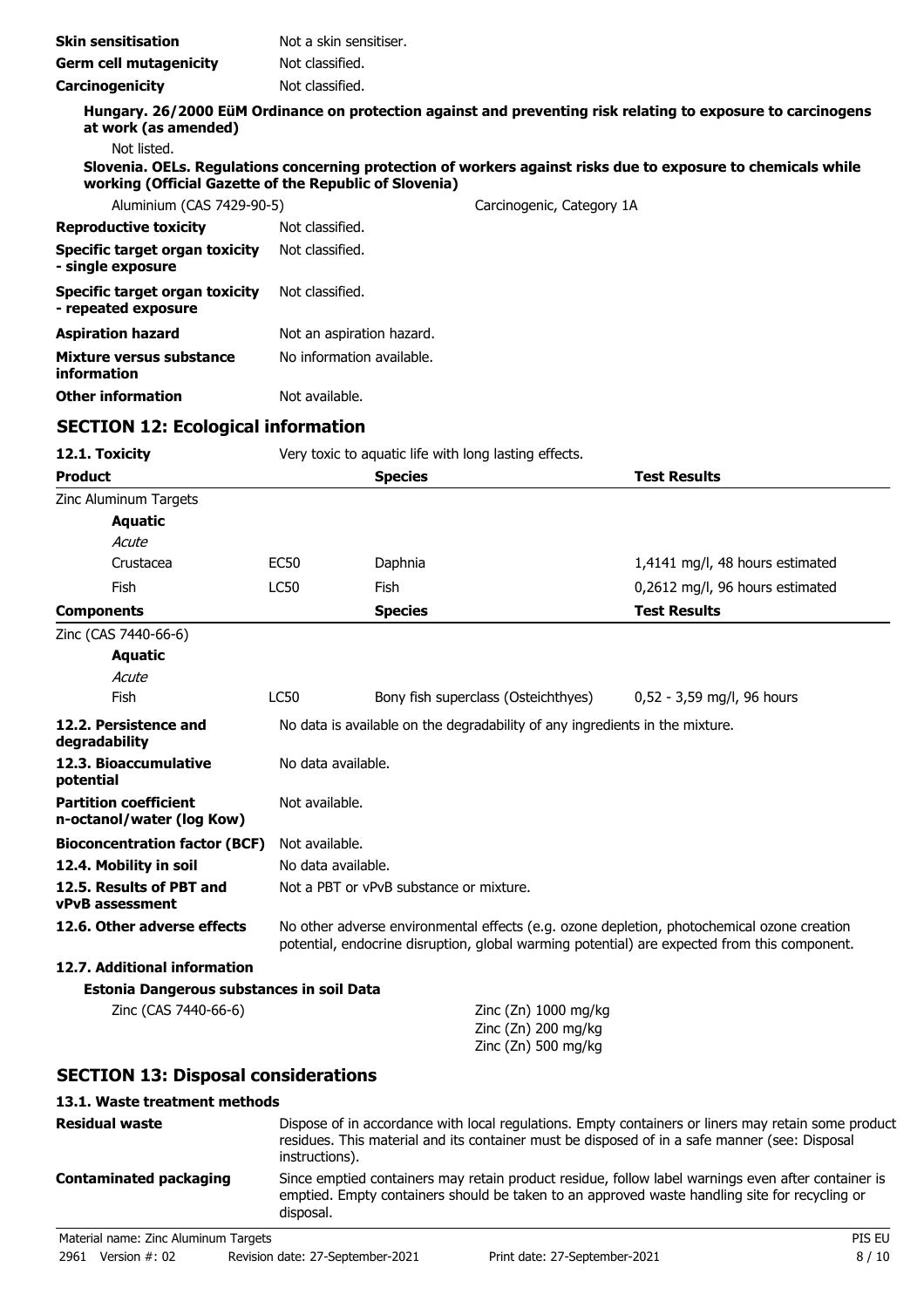| | |
|---|---|
| **Skin sensitisation** | Not a skin sensitiser. |
| **Germ cell mutagenicity** | Not classified. |
| **Carcinogenicity** | Not classified. |

**Hungary. 26/2000 EüM Ordinance on protection against and preventing risk relating to exposure to carcinogens at work (as amended)**

Not listed.

**Slovenia. OELs. Regulations concerning protection of workers against risks due to exposure to chemicals while working (Official Gazette of the Republic of Slovenia)**

| | |
|---|---|
| Aluminium (CAS 7429-90-5) | Carcinogenic, Category 1A |

| | |
|---|---|
| **Reproductive toxicity** | Not classified. |
| **Specific target organ toxicity - single exposure** | Not classified. |
| **Specific target organ toxicity - repeated exposure** | Not classified. |
| **Aspiration hazard** | Not an aspiration hazard. |
| **Mixture versus substance information** | No information available. |
| **Other information** | Not available. |

## SECTION 12: Ecological information

**12.1. Toxicity** Very toxic to aquatic life with long lasting effects.

| **Product** | | **Species** | **Test Results** |
|---|---|---|---|
| Zinc Aluminum Targets | | | |
| **Aquatic** | | | |
| *Acute* | | | |
| Crustacea | EC50 | Daphnia | 1,4141 mg/l, 48 hours estimated |
| Fish | LC50 | Fish | 0,2612 mg/l, 96 hours estimated |

| **Components** | | **Species** | **Test Results** |
|---|---|---|---|
| Zinc (CAS 7440-66-6) | | | |
| **Aquatic** | | | |
| *Acute* | | | |
| Fish | LC50 | Bony fish superclass (Osteichthyes) | 0,52 - 3,59 mg/l, 96 hours |

| | |
|---|---|
| **12.2. Persistence and degradability** | No data is available on the degradability of any ingredients in the mixture. |
| **12.3. Bioaccumulative potential** | No data available. |
| **Partition coefficient n-octanol/water (log Kow)** | Not available. |
| **Bioconcentration factor (BCF)** | Not available. |
| **12.4. Mobility in soil** | No data available. |
| **12.5. Results of PBT and vPvB assessment** | Not a PBT or vPvB substance or mixture. |
| **12.6. Other adverse effects** | No other adverse environmental effects (e.g. ozone depletion, photochemical ozone creation potential, endocrine disruption, global warming potential) are expected from this component. |

**12.7. Additional information**

**Estonia Dangerous substances in soil Data**

| | |
|---|---|
| Zinc (CAS 7440-66-6) | Zinc (Zn) 1000 mg/kg<br>Zinc (Zn) 200 mg/kg<br>Zinc (Zn) 500 mg/kg |

## SECTION 13: Disposal considerations

**13.1. Waste treatment methods**

| | |
|---|---|
| **Residual waste** | Dispose of in accordance with local regulations. Empty containers or liners may retain some product residues. This material and its container must be disposed of in a safe manner (see: Disposal instructions). |
| **Contaminated packaging** | Since emptied containers may retain product residue, follow label warnings even after container is emptied. Empty containers should be taken to an approved waste handling site for recycling or disposal. |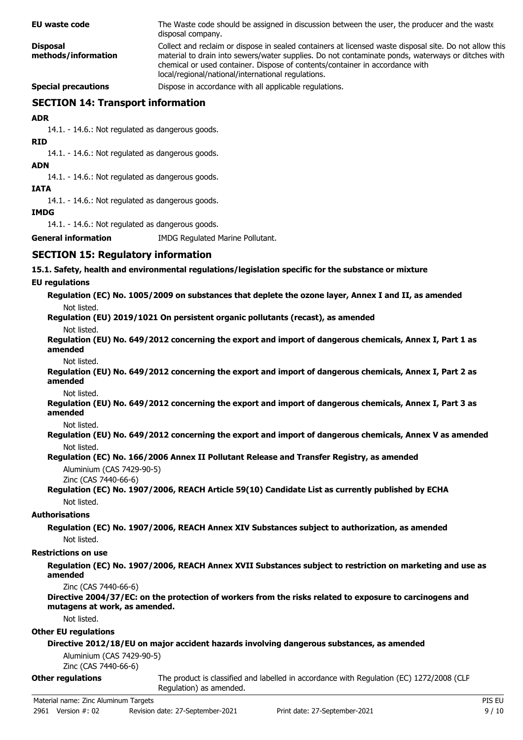**EU waste code** The Waste code should be assigned in discussion between the user, the producer and the waste disposal company.

**Disposal methods/information** Collect and reclaim or dispose in sealed containers at licensed waste disposal site. Do not allow this material to drain into sewers/water supplies. Do not contaminate ponds, waterways or ditches with chemical or used container. Dispose of contents/container in accordance with local/regional/national/international regulations.

**Special precautions** Dispose in accordance with all applicable regulations.

## SECTION 14: Transport information

**ADR**

14.1. - 14.6.: Not regulated as dangerous goods.

**RID**

14.1. - 14.6.: Not regulated as dangerous goods.

**ADN**

14.1. - 14.6.: Not regulated as dangerous goods.

**IATA**

14.1. - 14.6.: Not regulated as dangerous goods.

**IMDG**

14.1. - 14.6.: Not regulated as dangerous goods.

**General information** IMDG Regulated Marine Pollutant.

## SECTION 15: Regulatory information

**15.1. Safety, health and environmental regulations/legislation specific for the substance or mixture**

**EU regulations**

**Regulation (EC) No. 1005/2009 on substances that deplete the ozone layer, Annex I and II, as amended**

Not listed.

**Regulation (EU) 2019/1021 On persistent organic pollutants (recast), as amended**

Not listed.

**Regulation (EU) No. 649/2012 concerning the export and import of dangerous chemicals, Annex I, Part 1 as amended**

Not listed.

**Regulation (EU) No. 649/2012 concerning the export and import of dangerous chemicals, Annex I, Part 2 as amended**

Not listed.

**Regulation (EU) No. 649/2012 concerning the export and import of dangerous chemicals, Annex I, Part 3 as amended**

Not listed.

**Regulation (EU) No. 649/2012 concerning the export and import of dangerous chemicals, Annex V as amended**

Not listed.

**Regulation (EC) No. 166/2006 Annex II Pollutant Release and Transfer Registry, as amended**

Aluminium (CAS 7429-90-5)
Zinc (CAS 7440-66-6)

**Regulation (EC) No. 1907/2006, REACH Article 59(10) Candidate List as currently published by ECHA**

Not listed.

**Authorisations**

**Regulation (EC) No. 1907/2006, REACH Annex XIV Substances subject to authorization, as amended**

Not listed.

**Restrictions on use**

**Regulation (EC) No. 1907/2006, REACH Annex XVII Substances subject to restriction on marketing and use as amended**

Zinc (CAS 7440-66-6)

**Directive 2004/37/EC: on the protection of workers from the risks related to exposure to carcinogens and mutagens at work, as amended.**

Not listed.

**Other EU regulations**

**Directive 2012/18/EU on major accident hazards involving dangerous substances, as amended**

Aluminium (CAS 7429-90-5)
Zinc (CAS 7440-66-6)

**Other regulations** The product is classified and labelled in accordance with Regulation (EC) 1272/2008 (CLP Regulation) as amended.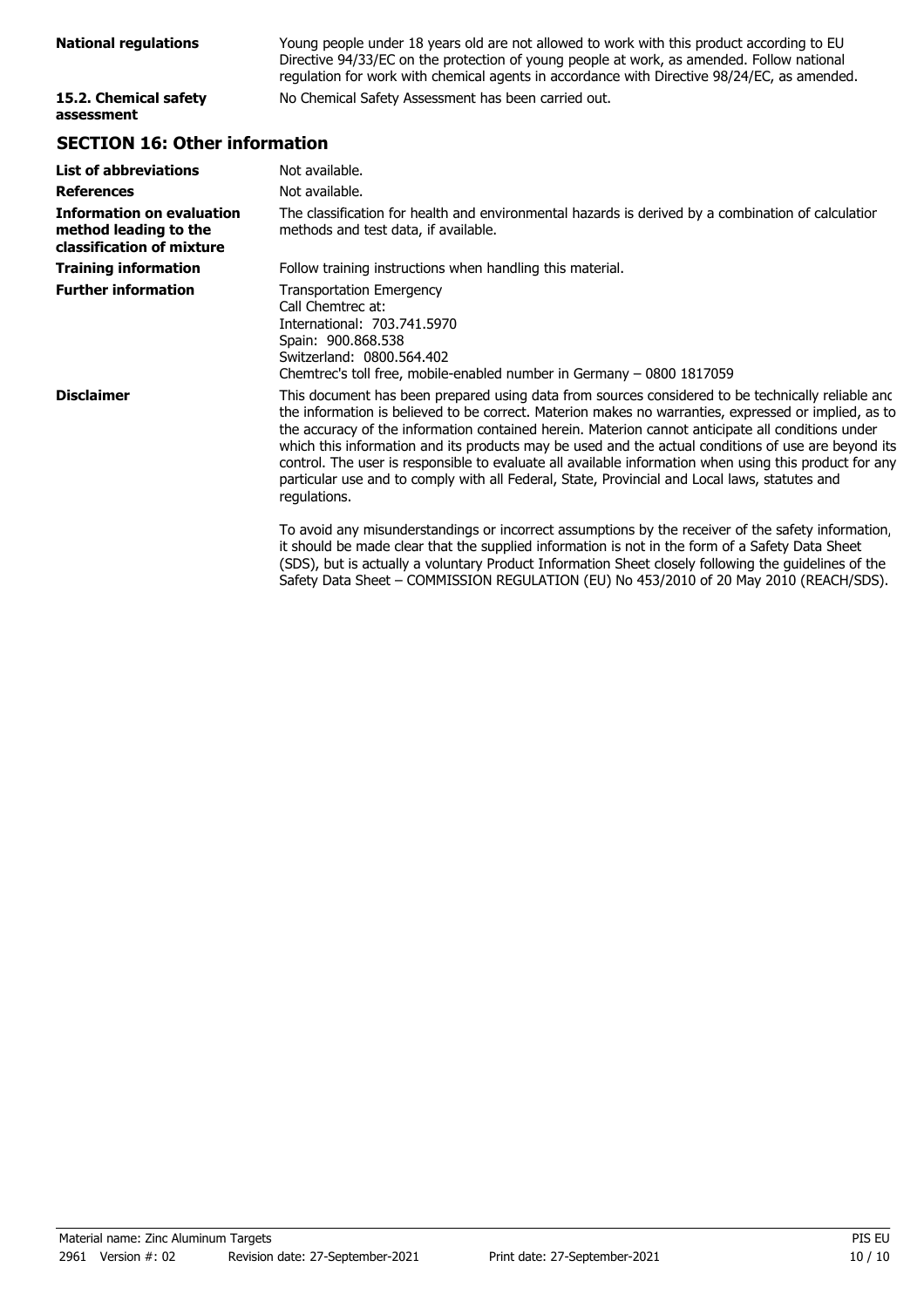| | |
|---|---|
| **National regulations** | Young people under 18 years old are not allowed to work with this product according to EU Directive 94/33/EC on the protection of young people at work, as amended. Follow national regulation for work with chemical agents in accordance with Directive 98/24/EC, as amended. |
| **15.2. Chemical safety assessment** | No Chemical Safety Assessment has been carried out. |

## SECTION 16: Other information

| | |
|---|---|
| **List of abbreviations** | Not available. |
| **References** | Not available. |
| **Information on evaluation method leading to the classification of mixture** | The classification for health and environmental hazards is derived by a combination of calculation methods and test data, if available. |
| **Training information** | Follow training instructions when handling this material. |
| **Further information** | Transportation Emergency<br>Call Chemtrec at:<br>International: 703.741.5970<br>Spain: 900.868.538<br>Switzerland: 0800.564.402<br>Chemtrec's toll free, mobile-enabled number in Germany – 0800 1817059 |
| **Disclaimer** | This document has been prepared using data from sources considered to be technically reliable and the information is believed to be correct. Materion makes no warranties, expressed or implied, as to the accuracy of the information contained herein. Materion cannot anticipate all conditions under which this information and its products may be used and the actual conditions of use are beyond its control. The user is responsible to evaluate all available information when using this product for any particular use and to comply with all Federal, State, Provincial and Local laws, statutes and regulations.<br><br>To avoid any misunderstandings or incorrect assumptions by the receiver of the safety information, it should be made clear that the supplied information is not in the form of a Safety Data Sheet (SDS), but is actually a voluntary Product Information Sheet closely following the guidelines of the Safety Data Sheet – COMMISSION REGULATION (EU) No 453/2010 of 20 May 2010 (REACH/SDS). |